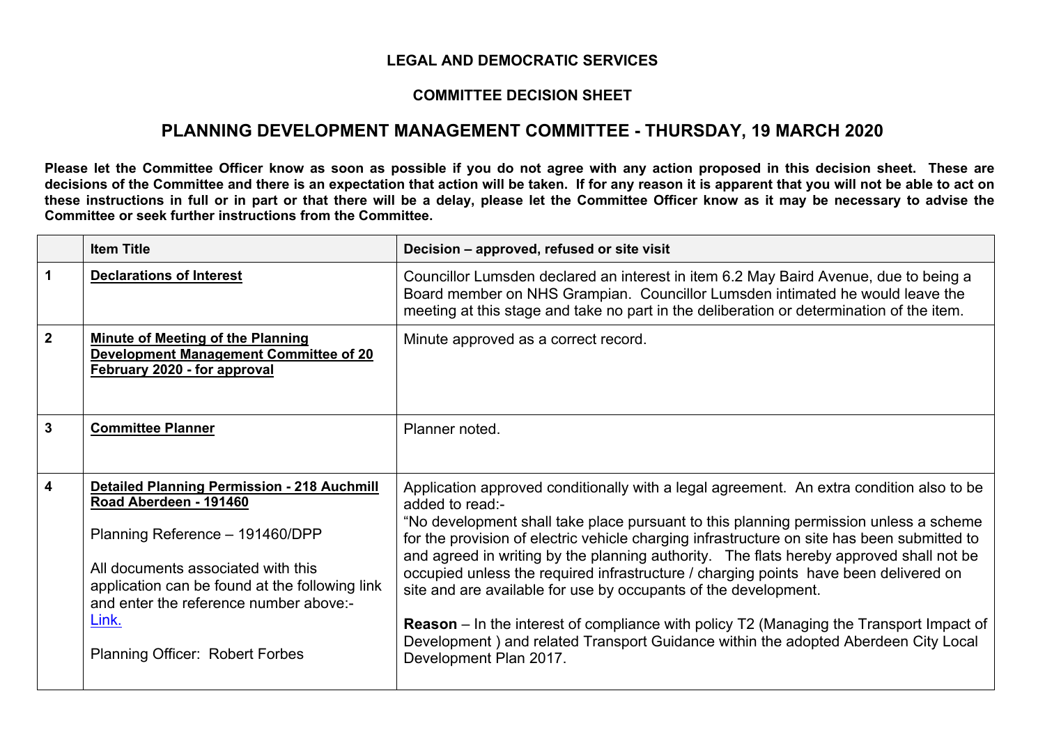**LEGAL AND DEMOCRATIC SERVICES**

**COMMITTEE DECISION SHEET**

# PLANNING DEVELOPMENT MANAGEMENT COMMITTEE - THURSDAY, 19 MARCH 2020

**Please let the Committee Officer know as soon as possible if you do not agree with any action proposed in this decision sheet. These are decisions of the Committee and there is an expectation that action will be taken. If for any reason it is apparent that you will not be able to act on these instructions in full or in part or that there will be a delay, please let the Committee Officer know as it may be necessary to advise the Committee or seek further instructions from the Committee.**

| | **Item Title** | **Decision – approved, refused or site visit** |
|---|---|---|
| **1** | **Declarations of Interest** | Councillor Lumsden declared an interest in item 6.2 May Baird Avenue, due to being a Board member on NHS Grampian. Councillor Lumsden intimated he would leave the meeting at this stage and take no part in the deliberation or determination of the item. |
| **2** | **Minute of Meeting of the Planning Development Management Committee of 20 February 2020 - for approval** | Minute approved as a correct record. |
| **3** | **Committee Planner** | Planner noted. |
| **4** | **Detailed Planning Permission - 218 Auchmill Road Aberdeen - 191460**<br><br>Planning Reference – 191460/DPP<br><br>All documents associated with this application can be found at the following link and enter the reference number above:- Link.<br><br>Planning Officer: Robert Forbes | Application approved conditionally with a legal agreement. An extra condition also to be added to read:-<br>"No development shall take place pursuant to this planning permission unless a scheme for the provision of electric vehicle charging infrastructure on site has been submitted to and agreed in writing by the planning authority. The flats hereby approved shall not be occupied unless the required infrastructure / charging points have been delivered on site and are available for use by occupants of the development.<br><br>**Reason** – In the interest of compliance with policy T2 (Managing the Transport Impact of Development ) and related Transport Guidance within the adopted Aberdeen City Local Development Plan 2017. |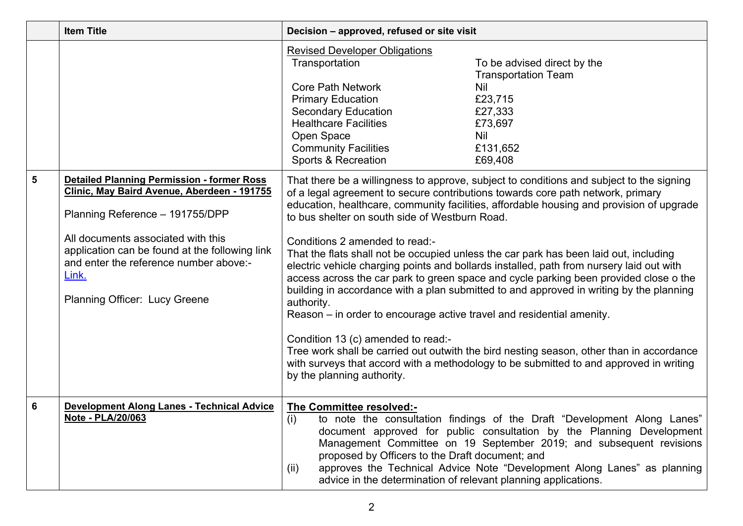|  | Item Title | Decision – approved, refused or site visit |
|---|---|---|
|  |  | Revised Developer Obligations<br>Transportation — To be advised direct by the Transportation Team<br>Core Path Network — Nil<br>Primary Education — £23,715<br>Secondary Education — £27,333<br>Healthcare Facilities — £73,697<br>Open Space — Nil<br>Community Facilities — £131,652<br>Sports & Recreation — £69,408 |
| 5 | **Detailed Planning Permission - former Ross Clinic, May Baird Avenue, Aberdeen - 191755**<br><br>Planning Reference – 191755/DPP<br><br>All documents associated with this application can be found at the following link and enter the reference number above:- [Link.]()<br><br>Planning Officer: Lucy Greene | That there be a willingness to approve, subject to conditions and subject to the signing of a legal agreement to secure contributions towards core path network, primary education, healthcare, community facilities, affordable housing and provision of upgrade to bus shelter on south side of Westburn Road.<br><br>Conditions 2 amended to read:-<br>That the flats shall not be occupied unless the car park has been laid out, including electric vehicle charging points and bollards installed, path from nursery laid out with access across the car park to green space and cycle parking been provided close o the building in accordance with a plan submitted to and approved in writing by the planning authority.<br>Reason – in order to encourage active travel and residential amenity.<br><br>Condition 13 (c) amended to read:-<br>Tree work shall be carried out outwith the bird nesting season, other than in accordance with surveys that accord with a methodology to be submitted to and approved in writing by the planning authority. |
| 6 | **Development Along Lanes - Technical Advice Note - PLA/20/063** | **The Committee resolved:-**<br>(i) to note the consultation findings of the Draft "Development Along Lanes" document approved for public consultation by the Planning Development Management Committee on 19 September 2019; and subsequent revisions proposed by Officers to the Draft document; and<br>(ii) approves the Technical Advice Note "Development Along Lanes" as planning advice in the determination of relevant planning applications. |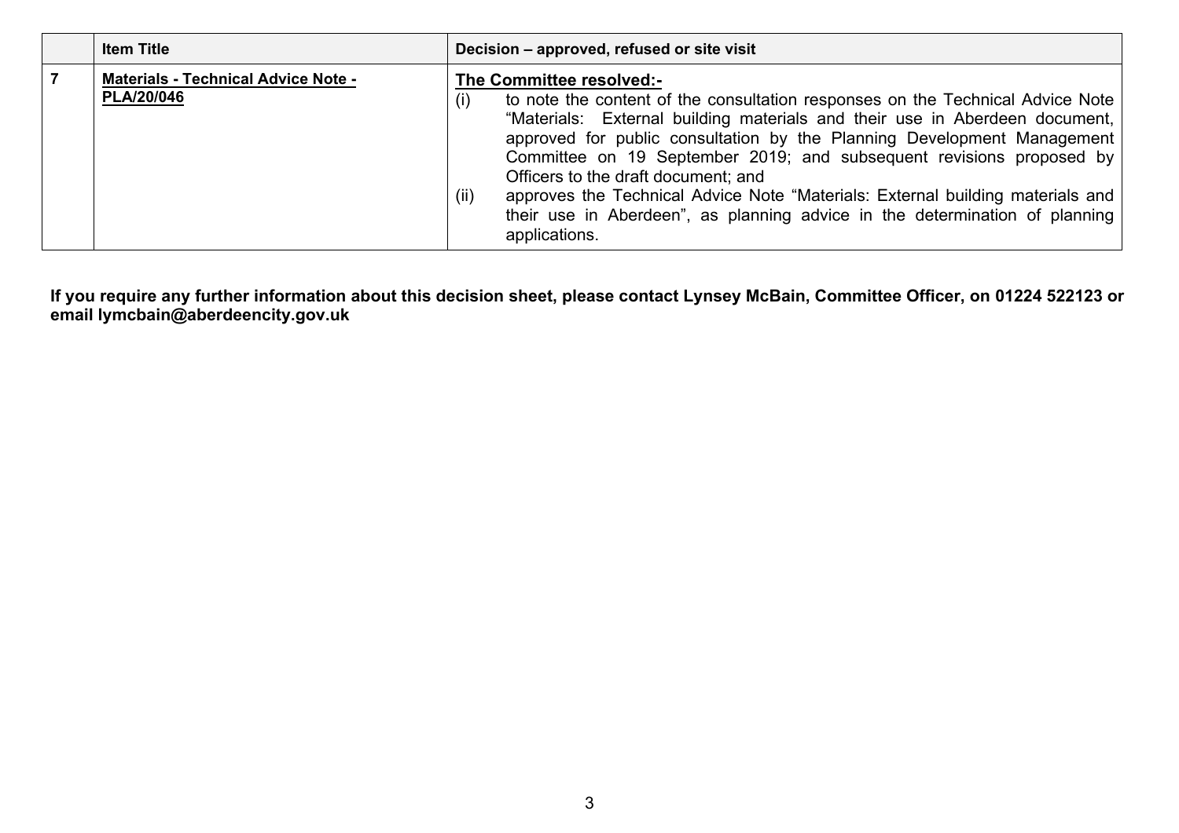| | Item Title | Decision – approved, refused or site visit |
|---|---|---|
| 7 | **Materials - Technical Advice Note - PLA/20/046** | **The Committee resolved:-**<br>(i) to note the content of the consultation responses on the Technical Advice Note "Materials: External building materials and their use in Aberdeen document, approved for public consultation by the Planning Development Management Committee on 19 September 2019; and subsequent revisions proposed by Officers to the draft document; and<br>(ii) approves the Technical Advice Note "Materials: External building materials and their use in Aberdeen", as planning advice in the determination of planning applications. |

**If you require any further information about this decision sheet, please contact Lynsey McBain, Committee Officer, on 01224 522123 or email lymcbain@aberdeencity.gov.uk**